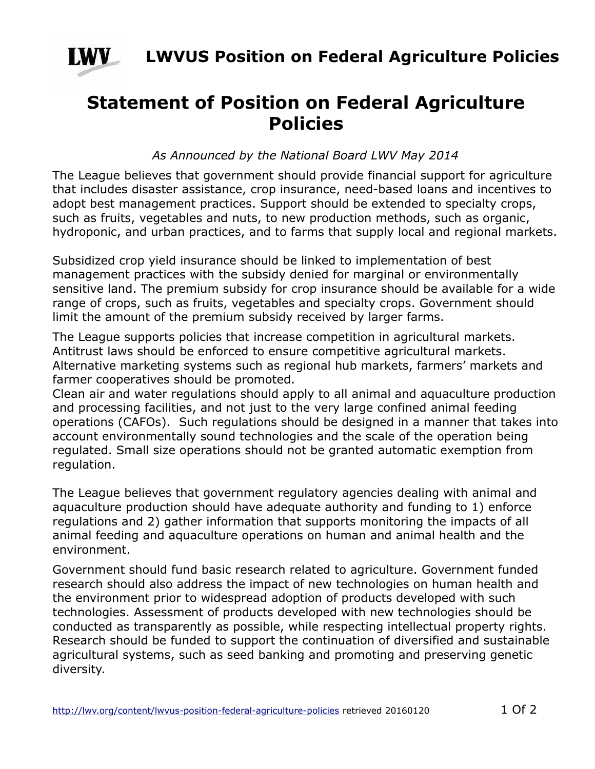# LWVUS Position on Federal Agriculture Policies

## Statement of Position on Federal Agriculture Policies

*As Announced by the National Board LWV May 2014*

The League believes that government should provide financial support for agriculture that includes disaster assistance, crop insurance, need-based loans and incentives to adopt best management practices. Support should be extended to specialty crops, such as fruits, vegetables and nuts, to new production methods, such as organic, hydroponic, and urban practices, and to farms that supply local and regional markets.

Subsidized crop yield insurance should be linked to implementation of best management practices with the subsidy denied for marginal or environmentally sensitive land. The premium subsidy for crop insurance should be available for a wide range of crops, such as fruits, vegetables and specialty crops. Government should limit the amount of the premium subsidy received by larger farms.

The League supports policies that increase competition in agricultural markets. Antitrust laws should be enforced to ensure competitive agricultural markets. Alternative marketing systems such as regional hub markets, farmers' markets and farmer cooperatives should be promoted.

Clean air and water regulations should apply to all animal and aquaculture production and processing facilities, and not just to the very large confined animal feeding operations (CAFOs). Such regulations should be designed in a manner that takes into account environmentally sound technologies and the scale of the operation being regulated. Small size operations should not be granted automatic exemption from regulation.

The League believes that government regulatory agencies dealing with animal and aquaculture production should have adequate authority and funding to 1) enforce regulations and 2) gather information that supports monitoring the impacts of all animal feeding and aquaculture operations on human and animal health and the environment.

Government should fund basic research related to agriculture. Government funded research should also address the impact of new technologies on human health and the environment prior to widespread adoption of products developed with such technologies. Assessment of products developed with new technologies should be conducted as transparently as possible, while respecting intellectual property rights. Research should be funded to support the continuation of diversified and sustainable agricultural systems, such as seed banking and promoting and preserving genetic diversity.

http://lwv.org/content/lwvus-position-federal-agriculture-policies retrieved 20160120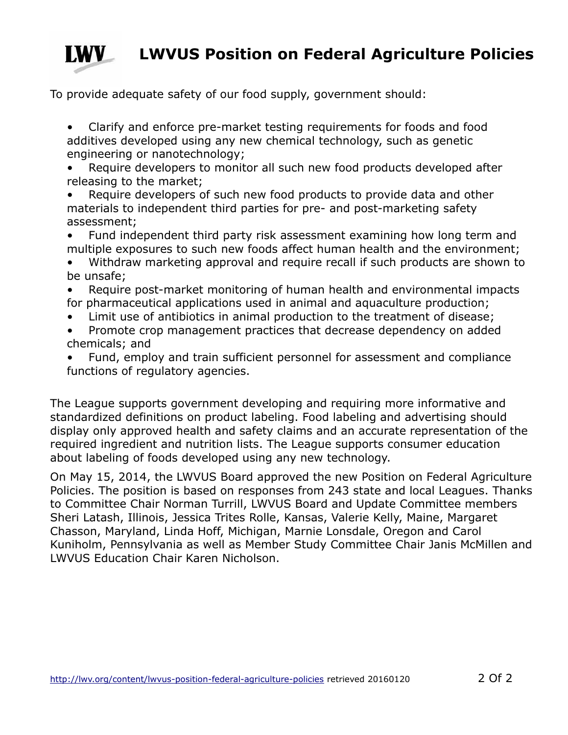To provide adequate safety of our food supply, government should:

- Clarify and enforce pre-market testing requirements for foods and food additives developed using any new chemical technology, such as genetic engineering or nanotechnology;
- Require developers to monitor all such new food products developed after releasing to the market;
- Require developers of such new food products to provide data and other materials to independent third parties for pre- and post-marketing safety assessment;
- Fund independent third party risk assessment examining how long term and multiple exposures to such new foods affect human health and the environment;
- Withdraw marketing approval and require recall if such products are shown to be unsafe;
- Require post-market monitoring of human health and environmental impacts for pharmaceutical applications used in animal and aquaculture production;
- Limit use of antibiotics in animal production to the treatment of disease;
- Promote crop management practices that decrease dependency on added chemicals; and
- Fund, employ and train sufficient personnel for assessment and compliance functions of regulatory agencies.

The League supports government developing and requiring more informative and standardized definitions on product labeling. Food labeling and advertising should display only approved health and safety claims and an accurate representation of the required ingredient and nutrition lists. The League supports consumer education about labeling of foods developed using any new technology.

On May 15, 2014, the LWVUS Board approved the new Position on Federal Agriculture Policies. The position is based on responses from 243 state and local Leagues. Thanks to Committee Chair Norman Turrill, LWVUS Board and Update Committee members Sheri Latash, Illinois, Jessica Trites Rolle, Kansas, Valerie Kelly, Maine, Margaret Chasson, Maryland, Linda Hoff, Michigan, Marnie Lonsdale, Oregon and Carol Kuniholm, Pennsylvania as well as Member Study Committee Chair Janis McMillen and LWVUS Education Chair Karen Nicholson.